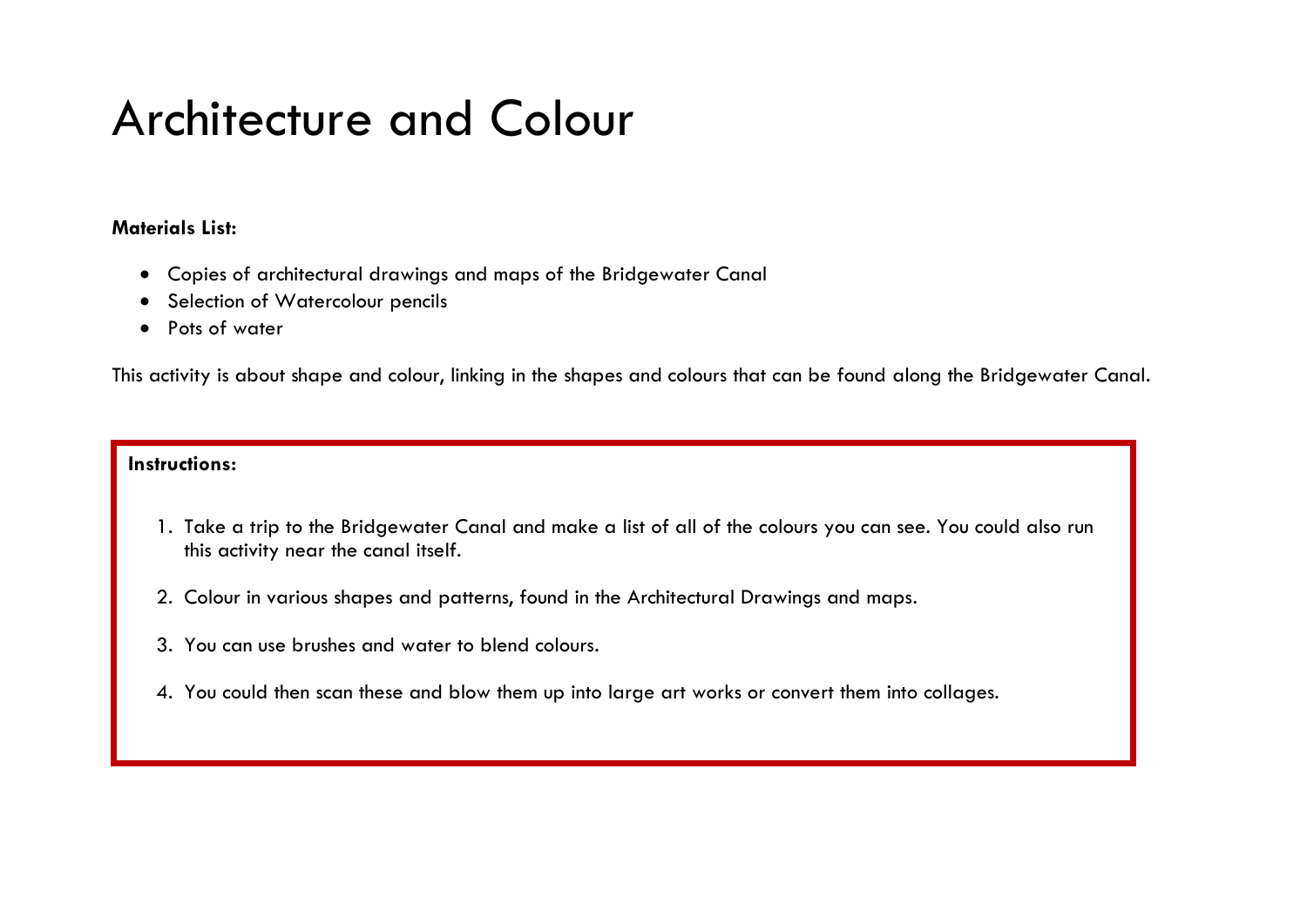# Architecture and Colour

**Materials List:**

- Copies of architectural drawings and maps of the Bridgewater Canal
- Selection of Watercolour pencils
- Pots of water

This activity is about shape and colour, linking in the shapes and colours that can be found along the Bridgewater Canal.

**Instructions:**

1. Take a trip to the Bridgewater Canal and make a list of all of the colours you can see. You could also run this activity near the canal itself.

2. Colour in various shapes and patterns, found in the Architectural Drawings and maps.

3. You can use brushes and water to blend colours.

4. You could then scan these and blow them up into large art works or convert them into collages.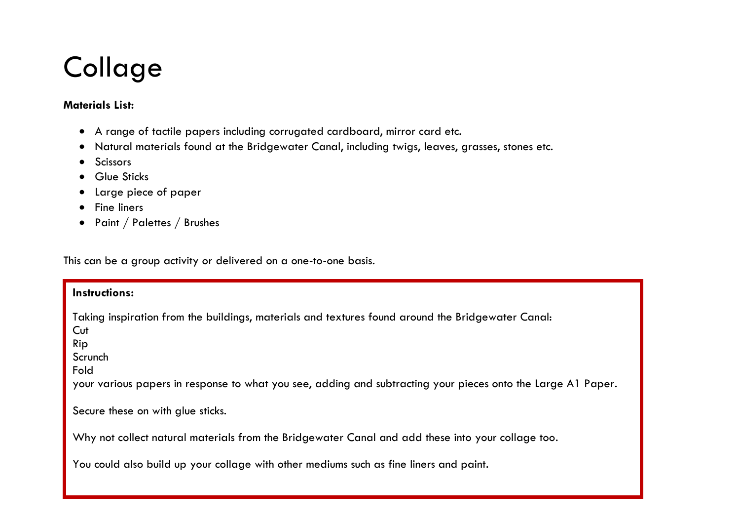# Collage

**Materials List:**

- A range of tactile papers including corrugated cardboard, mirror card etc.
- Natural materials found at the Bridgewater Canal, including twigs, leaves, grasses, stones etc.
- Scissors
- Glue Sticks
- Large piece of paper
- Fine liners
- Paint / Palettes / Brushes

This can be a group activity or delivered on a one-to-one basis.

**Instructions:**

Taking inspiration from the buildings, materials and textures found around the Bridgewater Canal:
Cut
Rip
Scrunch
Fold
your various papers in response to what you see, adding and subtracting your pieces onto the Large A1 Paper.

Secure these on with glue sticks.

Why not collect natural materials from the Bridgewater Canal and add these into your collage too.

You could also build up your collage with other mediums such as fine liners and paint.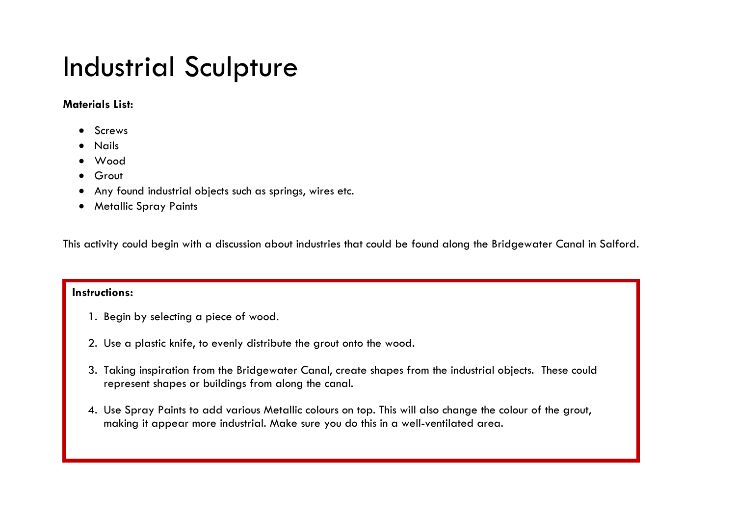# Industrial Sculpture

**Materials List:**

- Screws
- Nails
- Wood
- Grout
- Any found industrial objects such as springs, wires etc.
- Metallic Spray Paints

This activity could begin with a discussion about industries that could be found along the Bridgewater Canal in Salford.

**Instructions:**

1. Begin by selecting a piece of wood.
2. Use a plastic knife, to evenly distribute the grout onto the wood.
3. Taking inspiration from the Bridgewater Canal, create shapes from the industrial objects. These could represent shapes or buildings from along the canal.
4. Use Spray Paints to add various Metallic colours on top. This will also change the colour of the grout, making it appear more industrial. Make sure you do this in a well-ventilated area.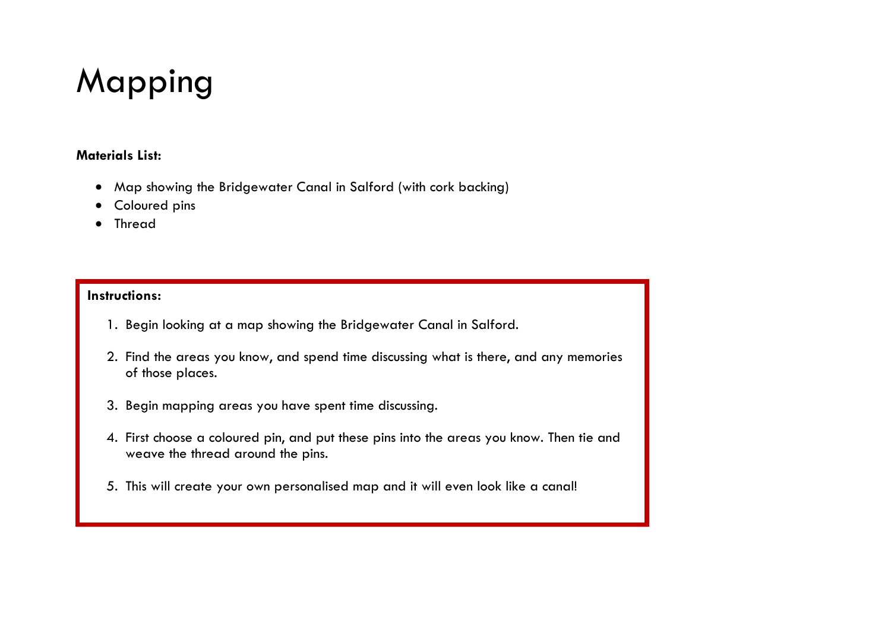# Mapping

**Materials List:**

- Map showing the Bridgewater Canal in Salford (with cork backing)
- Coloured pins
- Thread

**Instructions:**

1. Begin looking at a map showing the Bridgewater Canal in Salford.
2. Find the areas you know, and spend time discussing what is there, and any memories of those places.
3. Begin mapping areas you have spent time discussing.
4. First choose a coloured pin, and put these pins into the areas you know. Then tie and weave the thread around the pins.
5. This will create your own personalised map and it will even look like a canal!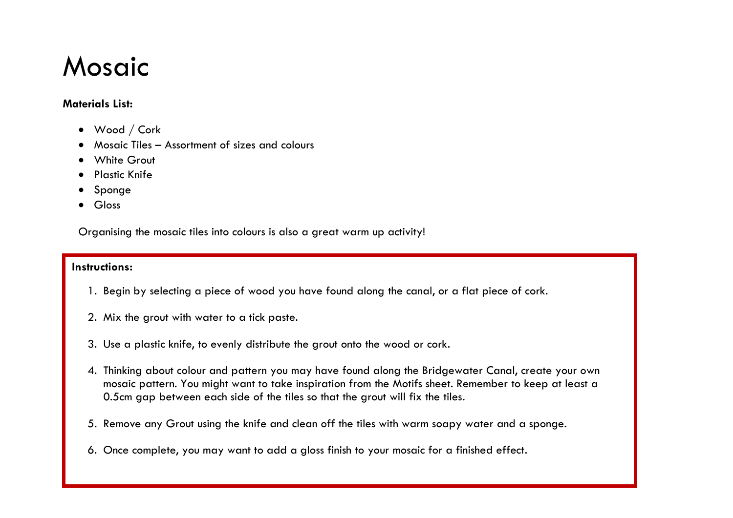# Mosaic

**Materials List:**

- Wood / Cork
- Mosaic Tiles – Assortment of sizes and colours
- White Grout
- Plastic Knife
- Sponge
- Gloss

Organising the mosaic tiles into colours is also a great warm up activity!

**Instructions:**

1. Begin by selecting a piece of wood you have found along the canal, or a flat piece of cork.
2. Mix the grout with water to a tick paste.
3. Use a plastic knife, to evenly distribute the grout onto the wood or cork.
4. Thinking about colour and pattern you may have found along the Bridgewater Canal, create your own mosaic pattern. You might want to take inspiration from the Motifs sheet. Remember to keep at least a 0.5cm gap between each side of the tiles so that the grout will fix the tiles.
5. Remove any Grout using the knife and clean off the tiles with warm soapy water and a sponge.
6. Once complete, you may want to add a gloss finish to your mosaic for a finished effect.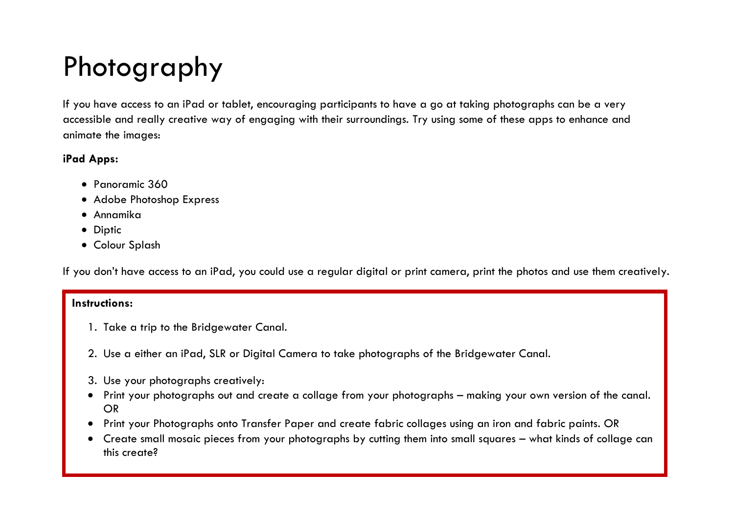# Photography

If you have access to an iPad or tablet, encouraging participants to have a go at taking photographs can be a very accessible and really creative way of engaging with their surroundings. Try using some of these apps to enhance and animate the images:

**iPad Apps:**

- Panoramic 360
- Adobe Photoshop Express
- Annamika
- Diptic
- Colour Splash

If you don't have access to an iPad, you could use a regular digital or print camera, print the photos and use them creatively.

**Instructions:**

1. Take a trip to the Bridgewater Canal.

2. Use a either an iPad, SLR or Digital Camera to take photographs of the Bridgewater Canal.

3. Use your photographs creatively:

- Print your photographs out and create a collage from your photographs – making your own version of the canal. OR
- Print your Photographs onto Transfer Paper and create fabric collages using an iron and fabric paints. OR
- Create small mosaic pieces from your photographs by cutting them into small squares – what kinds of collage can this create?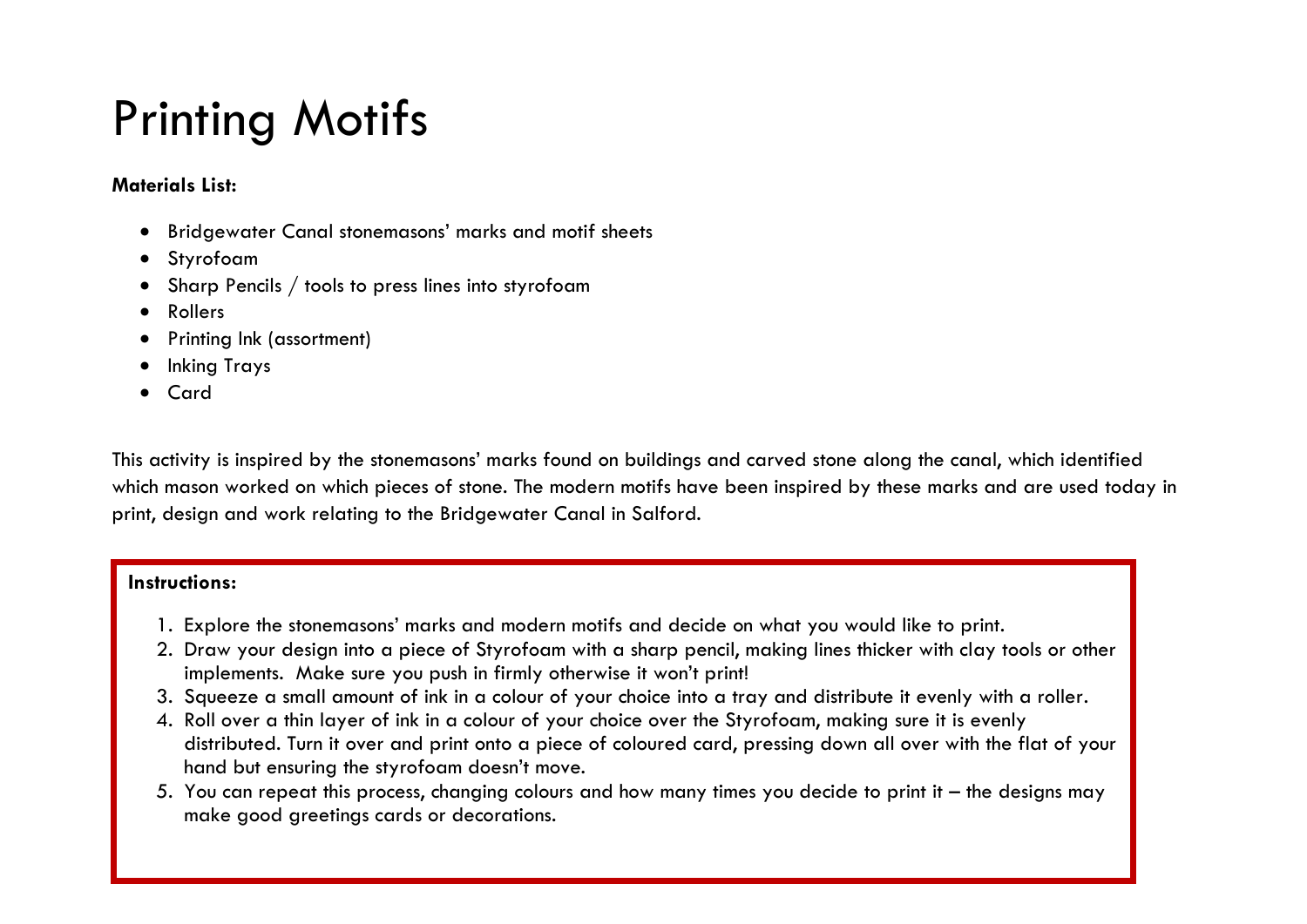# Printing Motifs

**Materials List:**

- Bridgewater Canal stonemasons' marks and motif sheets
- Styrofoam
- Sharp Pencils / tools to press lines into styrofoam
- Rollers
- Printing Ink (assortment)
- Inking Trays
- Card

This activity is inspired by the stonemasons' marks found on buildings and carved stone along the canal, which identified which mason worked on which pieces of stone. The modern motifs have been inspired by these marks and are used today in print, design and work relating to the Bridgewater Canal in Salford.

**Instructions:**

1. Explore the stonemasons' marks and modern motifs and decide on what you would like to print.
2. Draw your design into a piece of Styrofoam with a sharp pencil, making lines thicker with clay tools or other implements. Make sure you push in firmly otherwise it won't print!
3. Squeeze a small amount of ink in a colour of your choice into a tray and distribute it evenly with a roller.
4. Roll over a thin layer of ink in a colour of your choice over the Styrofoam, making sure it is evenly distributed. Turn it over and print onto a piece of coloured card, pressing down all over with the flat of your hand but ensuring the styrofoam doesn't move.
5. You can repeat this process, changing colours and how many times you decide to print it – the designs may make good greetings cards or decorations.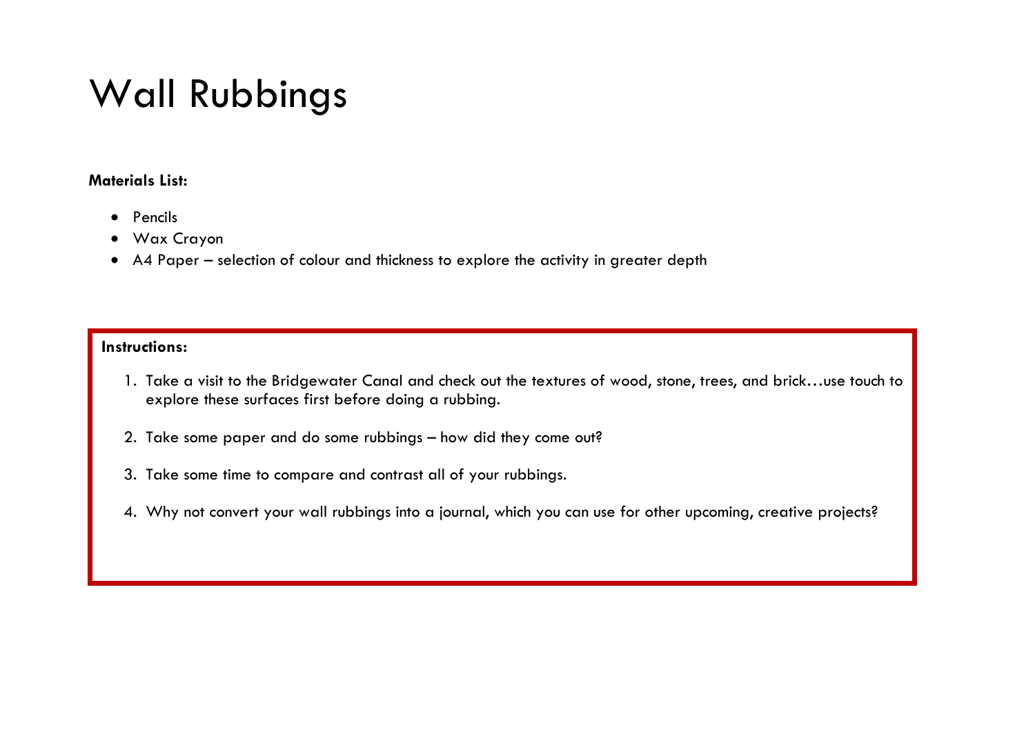# Wall Rubbings

**Materials List:**

- Pencils
- Wax Crayon
- A4 Paper – selection of colour and thickness to explore the activity in greater depth

**Instructions:**

1. Take a visit to the Bridgewater Canal and check out the textures of wood, stone, trees, and brick…use touch to explore these surfaces first before doing a rubbing.

2. Take some paper and do some rubbings – how did they come out?

3. Take some time to compare and contrast all of your rubbings.

4. Why not convert your wall rubbings into a journal, which you can use for other upcoming, creative projects?